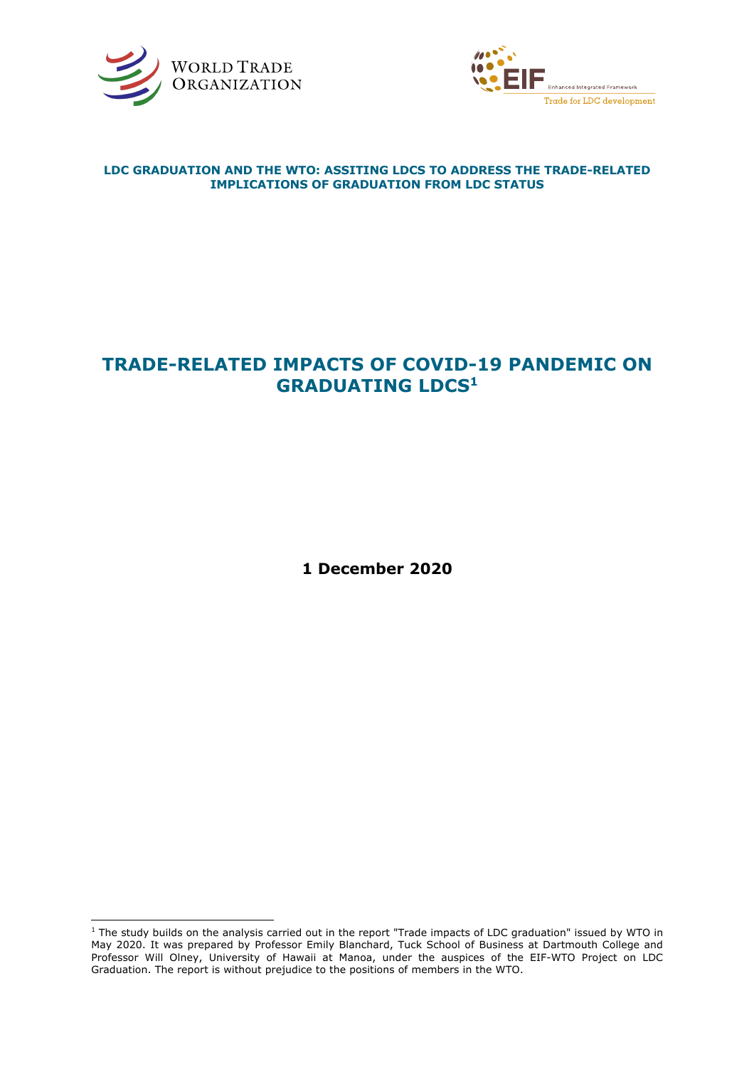WORLD TRADE ORGANIZATION

EIF Enhanced Integrated Framework
Trade for LDC development

**LDC GRADUATION AND THE WTO: ASSITING LDCS TO ADDRESS THE TRADE-RELATED IMPLICATIONS OF GRADUATION FROM LDC STATUS**

# TRADE-RELATED IMPACTS OF COVID-19 PANDEMIC ON GRADUATING LDCS[1]

**1 December 2020**

---

[1] The study builds on the analysis carried out in the report "Trade impacts of LDC graduation" issued by WTO in May 2020. It was prepared by Professor Emily Blanchard, Tuck School of Business at Dartmouth College and Professor Will Olney, University of Hawaii at Manoa, under the auspices of the EIF-WTO Project on LDC Graduation. The report is without prejudice to the positions of members in the WTO.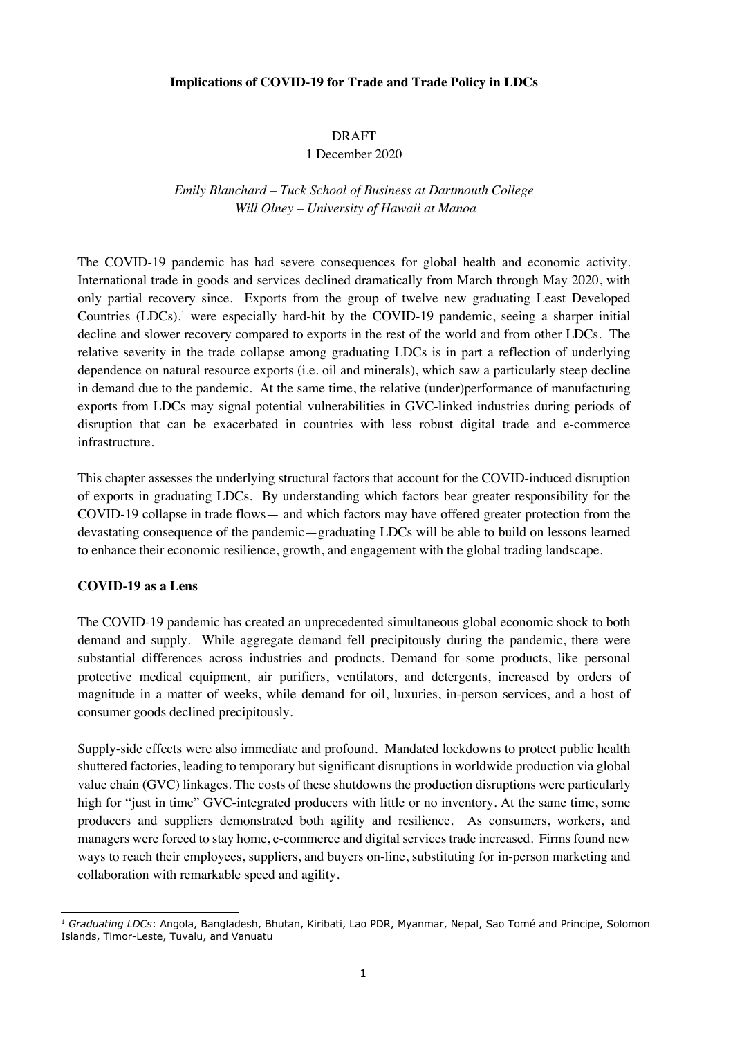**Implications of COVID-19 for Trade and Trade Policy in LDCs**

DRAFT
1 December 2020

*Emily Blanchard – Tuck School of Business at Dartmouth College*
*Will Olney – University of Hawaii at Manoa*

The COVID-19 pandemic has had severe consequences for global health and economic activity. International trade in goods and services declined dramatically from March through May 2020, with only partial recovery since. Exports from the group of twelve new graduating Least Developed Countries (LDCs).[1] were especially hard-hit by the COVID-19 pandemic, seeing a sharper initial decline and slower recovery compared to exports in the rest of the world and from other LDCs. The relative severity in the trade collapse among graduating LDCs is in part a reflection of underlying dependence on natural resource exports (i.e. oil and minerals), which saw a particularly steep decline in demand due to the pandemic. At the same time, the relative (under)performance of manufacturing exports from LDCs may signal potential vulnerabilities in GVC-linked industries during periods of disruption that can be exacerbated in countries with less robust digital trade and e-commerce infrastructure.

This chapter assesses the underlying structural factors that account for the COVID-induced disruption of exports in graduating LDCs. By understanding which factors bear greater responsibility for the COVID-19 collapse in trade flows— and which factors may have offered greater protection from the devastating consequence of the pandemic—graduating LDCs will be able to build on lessons learned to enhance their economic resilience, growth, and engagement with the global trading landscape.

**COVID-19 as a Lens**

The COVID-19 pandemic has created an unprecedented simultaneous global economic shock to both demand and supply. While aggregate demand fell precipitously during the pandemic, there were substantial differences across industries and products. Demand for some products, like personal protective medical equipment, air purifiers, ventilators, and detergents, increased by orders of magnitude in a matter of weeks, while demand for oil, luxuries, in-person services, and a host of consumer goods declined precipitously.

Supply-side effects were also immediate and profound. Mandated lockdowns to protect public health shuttered factories, leading to temporary but significant disruptions in worldwide production via global value chain (GVC) linkages. The costs of these shutdowns the production disruptions were particularly high for "just in time" GVC-integrated producers with little or no inventory. At the same time, some producers and suppliers demonstrated both agility and resilience. As consumers, workers, and managers were forced to stay home, e-commerce and digital services trade increased. Firms found new ways to reach their employees, suppliers, and buyers on-line, substituting for in-person marketing and collaboration with remarkable speed and agility.

---

[1] *Graduating LDCs*: Angola, Bangladesh, Bhutan, Kiribati, Lao PDR, Myanmar, Nepal, Sao Tomé and Principe, Solomon Islands, Timor-Leste, Tuvalu, and Vanuatu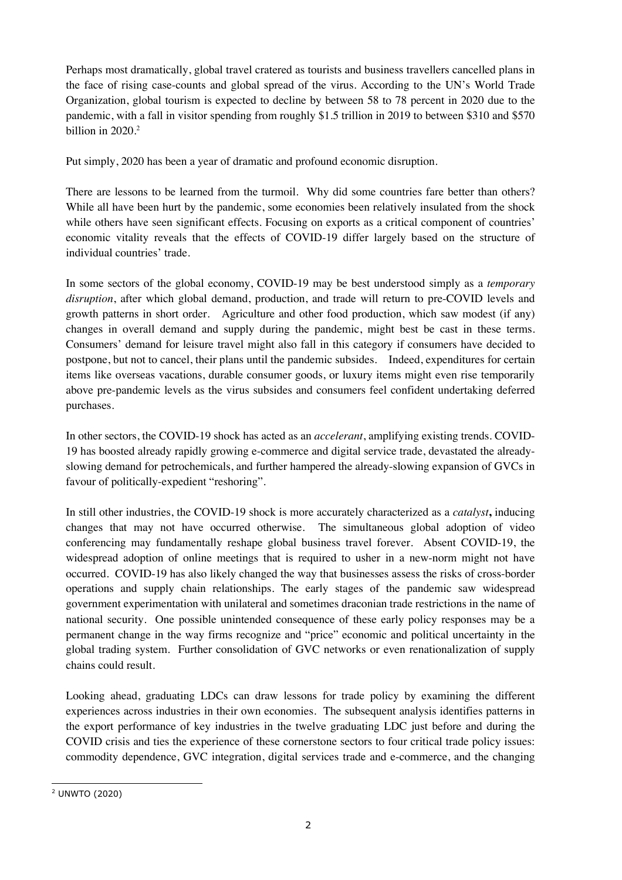Perhaps most dramatically, global travel cratered as tourists and business travellers cancelled plans in the face of rising case-counts and global spread of the virus. According to the UN's World Trade Organization, global tourism is expected to decline by between 58 to 78 percent in 2020 due to the pandemic, with a fall in visitor spending from roughly $1.5 trillion in 2019 to between $310 and $570 billion in 2020.[2]

Put simply, 2020 has been a year of dramatic and profound economic disruption.

There are lessons to be learned from the turmoil. Why did some countries fare better than others? While all have been hurt by the pandemic, some economies been relatively insulated from the shock while others have seen significant effects. Focusing on exports as a critical component of countries' economic vitality reveals that the effects of COVID-19 differ largely based on the structure of individual countries' trade.

In some sectors of the global economy, COVID-19 may be best understood simply as a *temporary disruption*, after which global demand, production, and trade will return to pre-COVID levels and growth patterns in short order. Agriculture and other food production, which saw modest (if any) changes in overall demand and supply during the pandemic, might best be cast in these terms. Consumers' demand for leisure travel might also fall in this category if consumers have decided to postpone, but not to cancel, their plans until the pandemic subsides. Indeed, expenditures for certain items like overseas vacations, durable consumer goods, or luxury items might even rise temporarily above pre-pandemic levels as the virus subsides and consumers feel confident undertaking deferred purchases.

In other sectors, the COVID-19 shock has acted as an *accelerant*, amplifying existing trends. COVID-19 has boosted already rapidly growing e-commerce and digital service trade, devastated the already-slowing demand for petrochemicals, and further hampered the already-slowing expansion of GVCs in favour of politically-expedient "reshoring".

In still other industries, the COVID-19 shock is more accurately characterized as a ***catalyst*****,** inducing changes that may not have occurred otherwise. The simultaneous global adoption of video conferencing may fundamentally reshape global business travel forever. Absent COVID-19, the widespread adoption of online meetings that is required to usher in a new-norm might not have occurred. COVID-19 has also likely changed the way that businesses assess the risks of cross-border operations and supply chain relationships. The early stages of the pandemic saw widespread government experimentation with unilateral and sometimes draconian trade restrictions in the name of national security. One possible unintended consequence of these early policy responses may be a permanent change in the way firms recognize and "price" economic and political uncertainty in the global trading system. Further consolidation of GVC networks or even renationalization of supply chains could result.

Looking ahead, graduating LDCs can draw lessons for trade policy by examining the different experiences across industries in their own economies. The subsequent analysis identifies patterns in the export performance of key industries in the twelve graduating LDC just before and during the COVID crisis and ties the experience of these cornerstone sectors to four critical trade policy issues: commodity dependence, GVC integration, digital services trade and e-commerce, and the changing

[2] UNWTO (2020)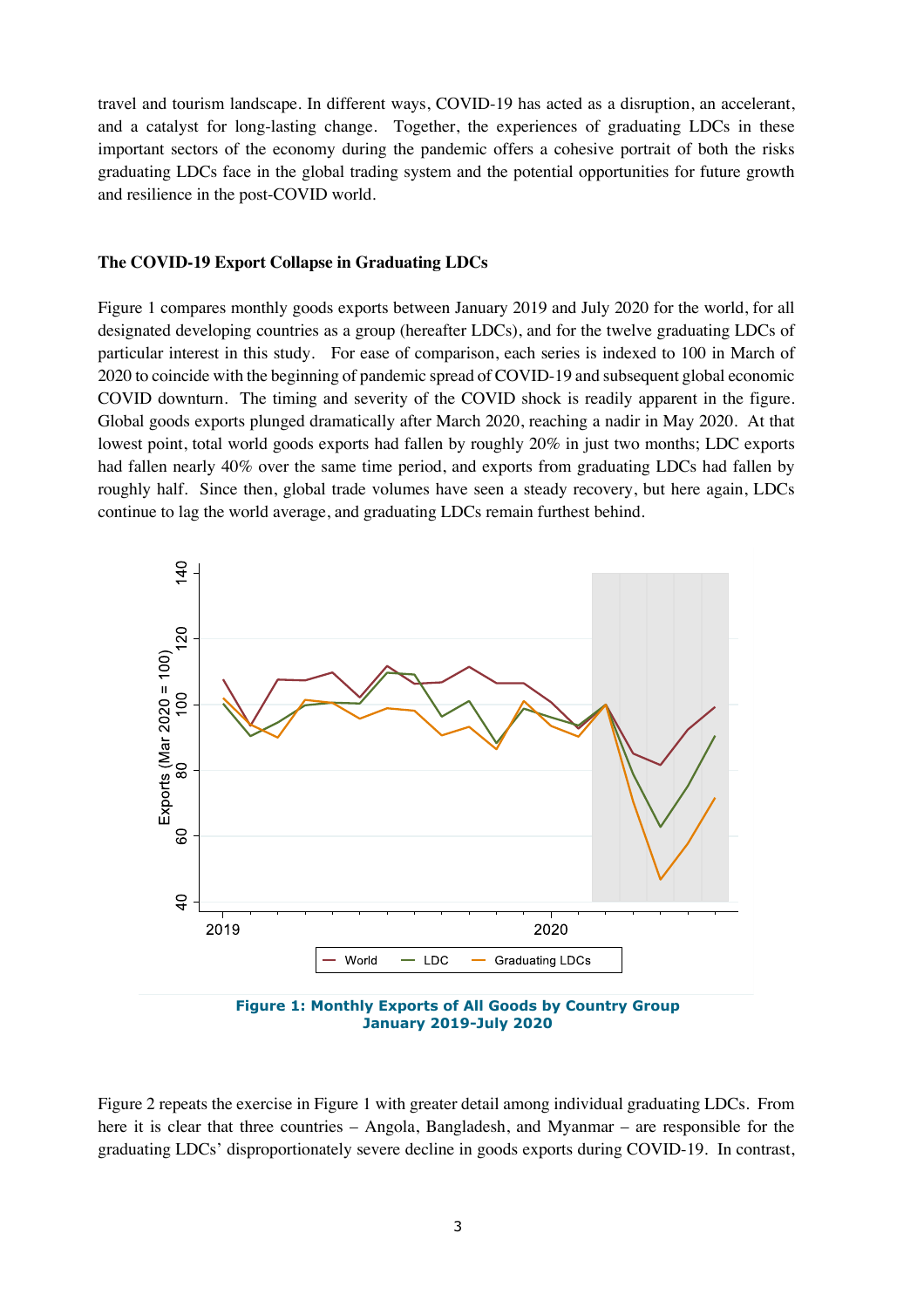travel and tourism landscape. In different ways, COVID-19 has acted as a disruption, an accelerant, and a catalyst for long-lasting change. Together, the experiences of graduating LDCs in these important sectors of the economy during the pandemic offers a cohesive portrait of both the risks graduating LDCs face in the global trading system and the potential opportunities for future growth and resilience in the post-COVID world.

### The COVID-19 Export Collapse in Graduating LDCs

Figure 1 compares monthly goods exports between January 2019 and July 2020 for the world, for all designated developing countries as a group (hereafter LDCs), and for the twelve graduating LDCs of particular interest in this study. For ease of comparison, each series is indexed to 100 in March of 2020 to coincide with the beginning of pandemic spread of COVID-19 and subsequent global economic COVID downturn. The timing and severity of the COVID shock is readily apparent in the figure. Global goods exports plunged dramatically after March 2020, reaching a nadir in May 2020. At that lowest point, total world goods exports had fallen by roughly 20% in just two months; LDC exports had fallen nearly 40% over the same time period, and exports from graduating LDCs had fallen by roughly half. Since then, global trade volumes have seen a steady recovery, but here again, LDCs continue to lag the world average, and graduating LDCs remain furthest behind.

**Figure 1: Monthly Exports of All Goods by Country Group January 2019-July 2020**

Figure 2 repeats the exercise in Figure 1 with greater detail among individual graduating LDCs. From here it is clear that three countries – Angola, Bangladesh, and Myanmar – are responsible for the graduating LDCs' disproportionately severe decline in goods exports during COVID-19. In contrast,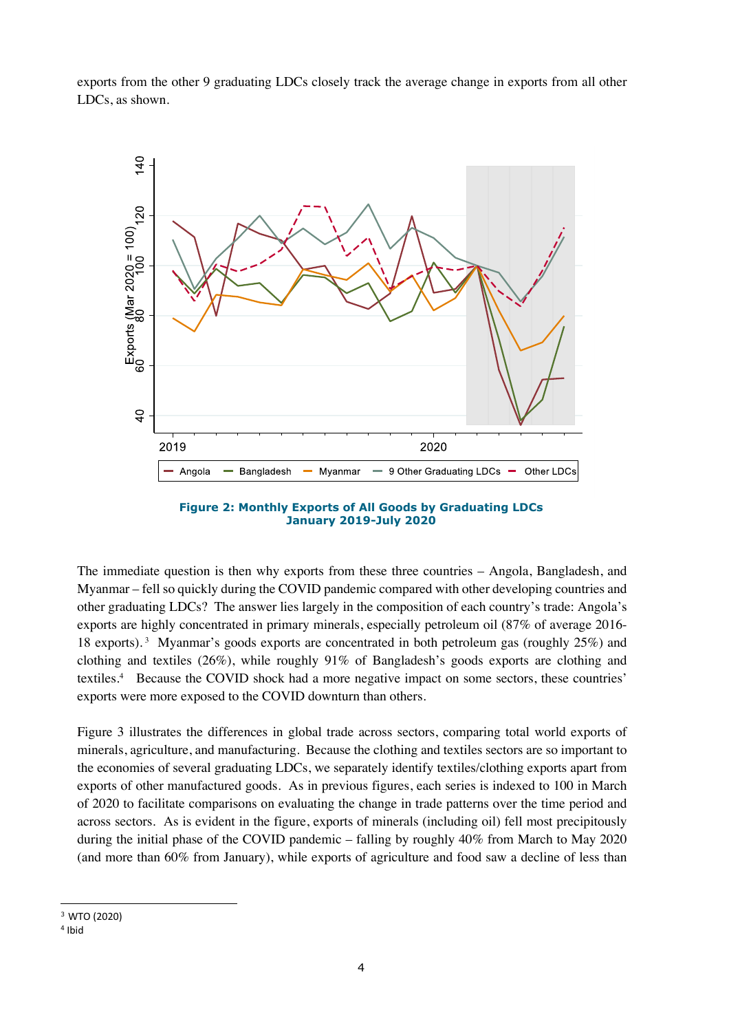exports from the other 9 graduating LDCs closely track the average change in exports from all other LDCs, as shown.

**Figure 2: Monthly Exports of All Goods by Graduating LDCs January 2019-July 2020**

The immediate question is then why exports from these three countries – Angola, Bangladesh, and Myanmar – fell so quickly during the COVID pandemic compared with other developing countries and other graduating LDCs? The answer lies largely in the composition of each country's trade: Angola's exports are highly concentrated in primary minerals, especially petroleum oil (87% of average 2016-18 exports).[3] Myanmar's goods exports are concentrated in both petroleum gas (roughly 25%) and clothing and textiles (26%), while roughly 91% of Bangladesh's goods exports are clothing and textiles.[4] Because the COVID shock had a more negative impact on some sectors, these countries' exports were more exposed to the COVID downturn than others.

Figure 3 illustrates the differences in global trade across sectors, comparing total world exports of minerals, agriculture, and manufacturing. Because the clothing and textiles sectors are so important to the economies of several graduating LDCs, we separately identify textiles/clothing exports apart from exports of other manufactured goods. As in previous figures, each series is indexed to 100 in March of 2020 to facilitate comparisons on evaluating the change in trade patterns over the time period and across sectors. As is evident in the figure, exports of minerals (including oil) fell most precipitously during the initial phase of the COVID pandemic – falling by roughly 40% from March to May 2020 (and more than 60% from January), while exports of agriculture and food saw a decline of less than

[3] WTO (2020)

[4] Ibid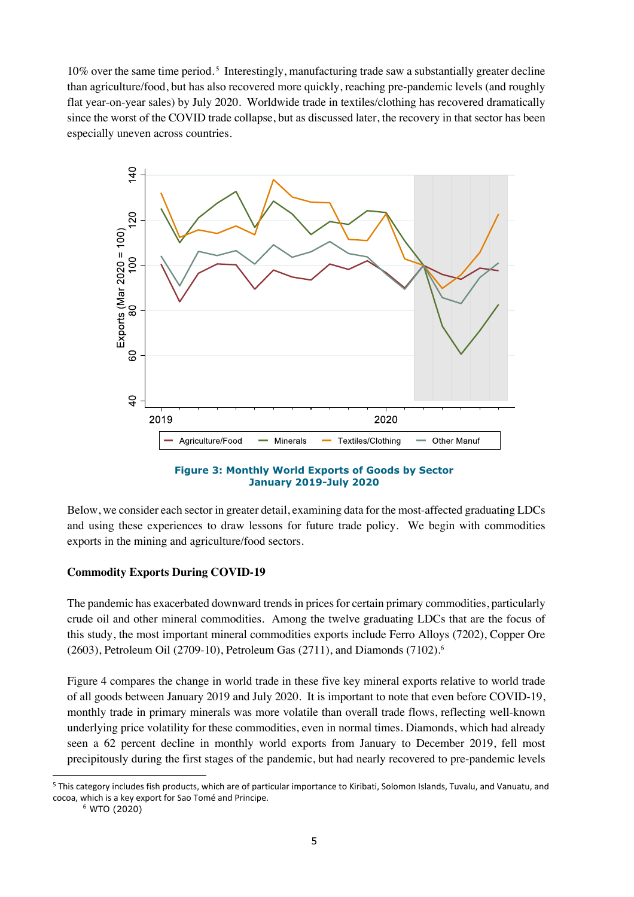10% over the same time period.[5] Interestingly, manufacturing trade saw a substantially greater decline than agriculture/food, but has also recovered more quickly, reaching pre-pandemic levels (and roughly flat year-on-year sales) by July 2020. Worldwide trade in textiles/clothing has recovered dramatically since the worst of the COVID trade collapse, but as discussed later, the recovery in that sector has been especially uneven across countries.

**Figure 3: Monthly World Exports of Goods by Sector January 2019-July 2020**

Below, we consider each sector in greater detail, examining data for the most-affected graduating LDCs and using these experiences to draw lessons for future trade policy. We begin with commodities exports in the mining and agriculture/food sectors.

**Commodity Exports During COVID-19**

The pandemic has exacerbated downward trends in prices for certain primary commodities, particularly crude oil and other mineral commodities. Among the twelve graduating LDCs that are the focus of this study, the most important mineral commodities exports include Ferro Alloys (7202), Copper Ore (2603), Petroleum Oil (2709-10), Petroleum Gas (2711), and Diamonds (7102).[6]

Figure 4 compares the change in world trade in these five key mineral exports relative to world trade of all goods between January 2019 and July 2020. It is important to note that even before COVID-19, monthly trade in primary minerals was more volatile than overall trade flows, reflecting well-known underlying price volatility for these commodities, even in normal times. Diamonds, which had already seen a 62 percent decline in monthly world exports from January to December 2019, fell most precipitously during the first stages of the pandemic, but had nearly recovered to pre-pandemic levels

---

[5] This category includes fish products, which are of particular importance to Kiribati, Solomon Islands, Tuvalu, and Vanuatu, and cocoa, which is a key export for Sao Tomé and Principe.

[6] WTO (2020)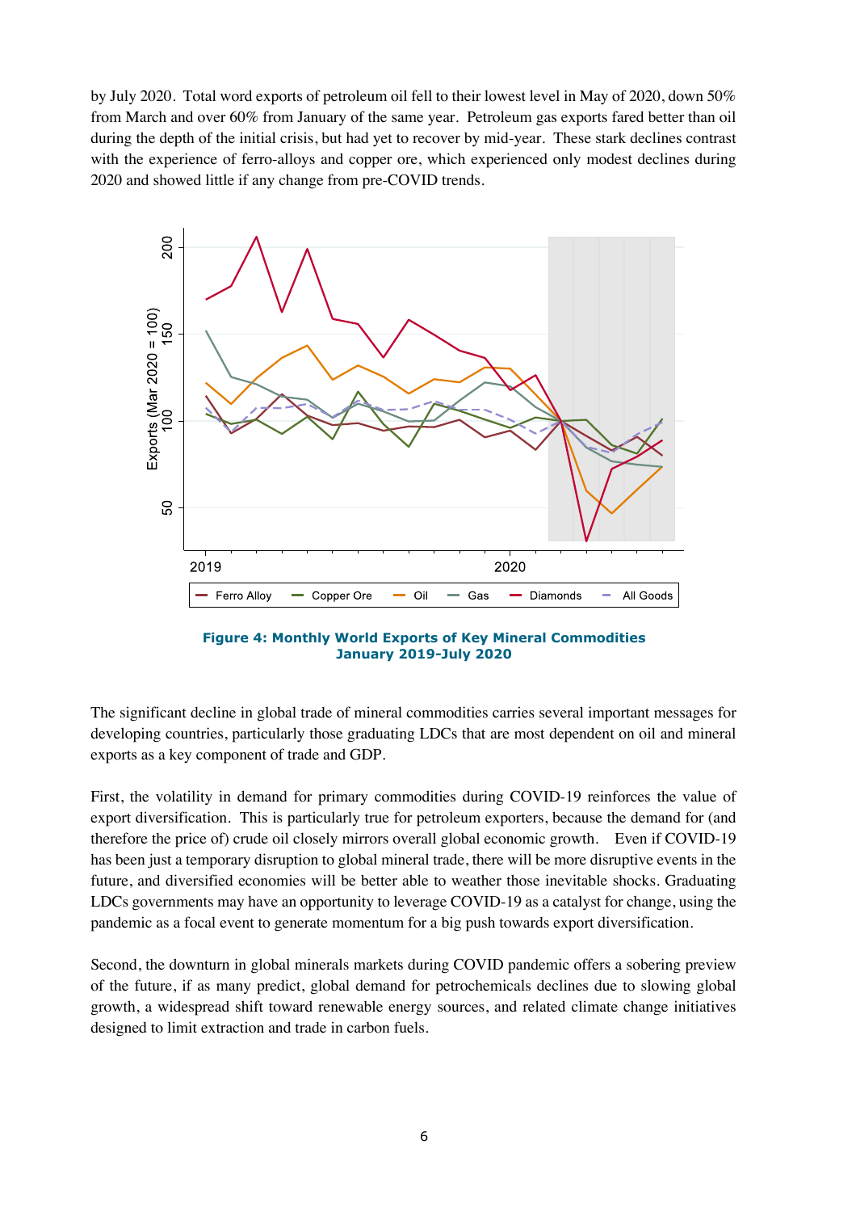by July 2020. Total word exports of petroleum oil fell to their lowest level in May of 2020, down 50% from March and over 60% from January of the same year. Petroleum gas exports fared better than oil during the depth of the initial crisis, but had yet to recover by mid-year. These stark declines contrast with the experience of ferro-alloys and copper ore, which experienced only modest declines during 2020 and showed little if any change from pre-COVID trends.

**Figure 4: Monthly World Exports of Key Mineral Commodities January 2019-July 2020**

The significant decline in global trade of mineral commodities carries several important messages for developing countries, particularly those graduating LDCs that are most dependent on oil and mineral exports as a key component of trade and GDP.

First, the volatility in demand for primary commodities during COVID-19 reinforces the value of export diversification. This is particularly true for petroleum exporters, because the demand for (and therefore the price of) crude oil closely mirrors overall global economic growth. Even if COVID-19 has been just a temporary disruption to global mineral trade, there will be more disruptive events in the future, and diversified economies will be better able to weather those inevitable shocks. Graduating LDCs governments may have an opportunity to leverage COVID-19 as a catalyst for change, using the pandemic as a focal event to generate momentum for a big push towards export diversification.

Second, the downturn in global minerals markets during COVID pandemic offers a sobering preview of the future, if as many predict, global demand for petrochemicals declines due to slowing global growth, a widespread shift toward renewable energy sources, and related climate change initiatives designed to limit extraction and trade in carbon fuels.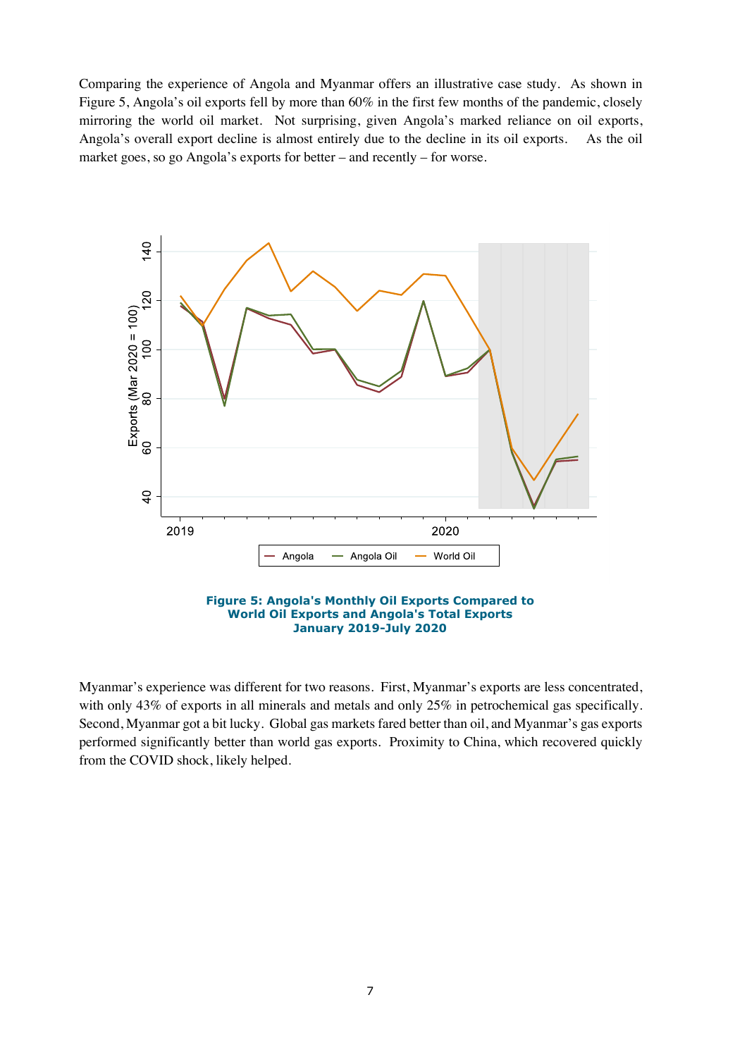Comparing the experience of Angola and Myanmar offers an illustrative case study. As shown in Figure 5, Angola's oil exports fell by more than 60% in the first few months of the pandemic, closely mirroring the world oil market. Not surprising, given Angola's marked reliance on oil exports, Angola's overall export decline is almost entirely due to the decline in its oil exports. As the oil market goes, so go Angola's exports for better – and recently – for worse.

**Figure 5: Angola's Monthly Oil Exports Compared to World Oil Exports and Angola's Total Exports January 2019-July 2020**

Myanmar's experience was different for two reasons. First, Myanmar's exports are less concentrated, with only 43% of exports in all minerals and metals and only 25% in petrochemical gas specifically. Second, Myanmar got a bit lucky. Global gas markets fared better than oil, and Myanmar's gas exports performed significantly better than world gas exports. Proximity to China, which recovered quickly from the COVID shock, likely helped.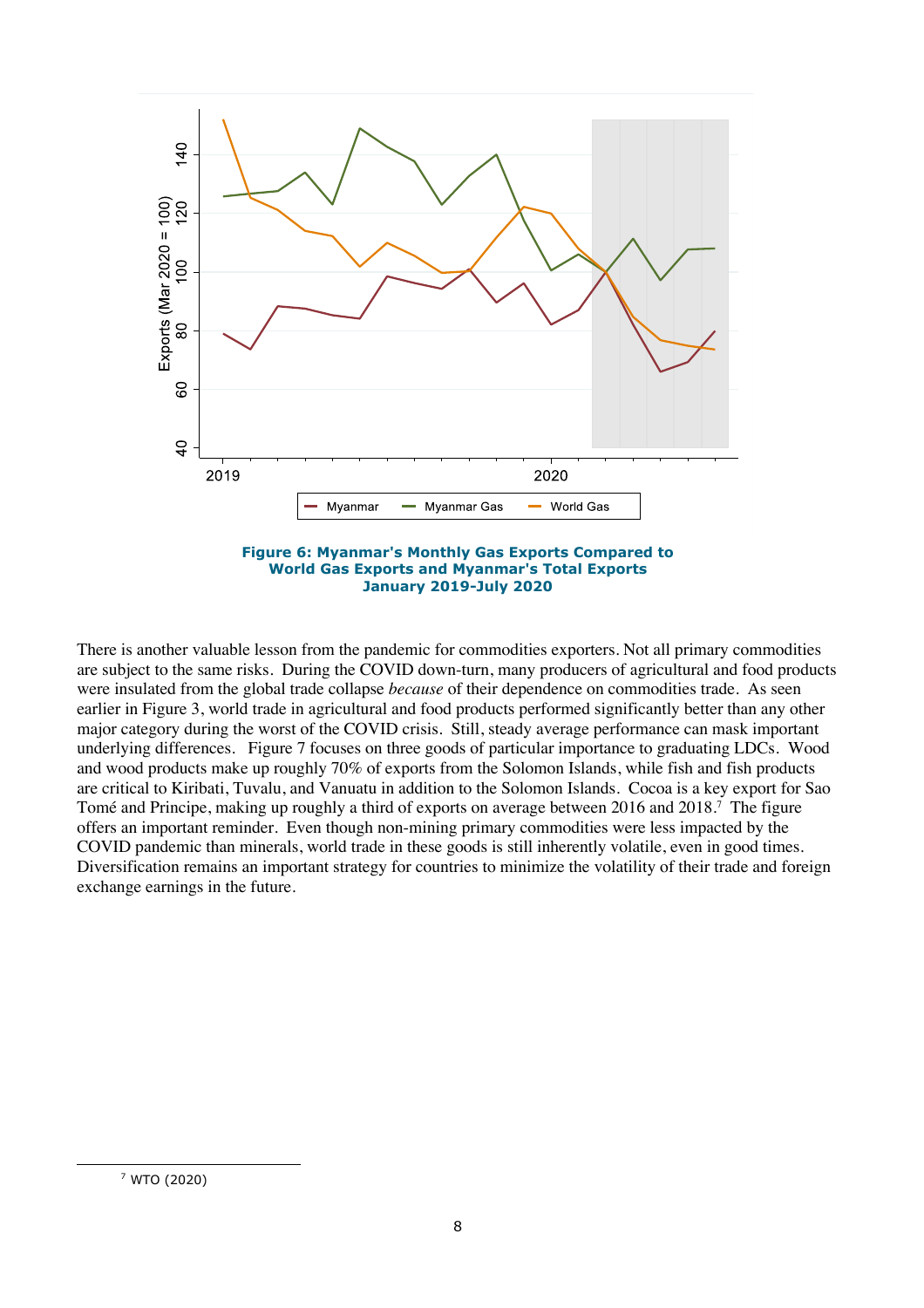**Figure 6: Myanmar's Monthly Gas Exports Compared to World Gas Exports and Myanmar's Total Exports January 2019-July 2020**

There is another valuable lesson from the pandemic for commodities exporters. Not all primary commodities are subject to the same risks. During the COVID down-turn, many producers of agricultural and food products were insulated from the global trade collapse *because* of their dependence on commodities trade. As seen earlier in Figure 3, world trade in agricultural and food products performed significantly better than any other major category during the worst of the COVID crisis. Still, steady average performance can mask important underlying differences. Figure 7 focuses on three goods of particular importance to graduating LDCs. Wood and wood products make up roughly 70% of exports from the Solomon Islands, while fish and fish products are critical to Kiribati, Tuvalu, and Vanuatu in addition to the Solomon Islands. Cocoa is a key export for Sao Tomé and Principe, making up roughly a third of exports on average between 2016 and 2018.[7] The figure offers an important reminder. Even though non-mining primary commodities were less impacted by the COVID pandemic than minerals, world trade in these goods is still inherently volatile, even in good times. Diversification remains an important strategy for countries to minimize the volatility of their trade and foreign exchange earnings in the future.

---

[7] WTO (2020)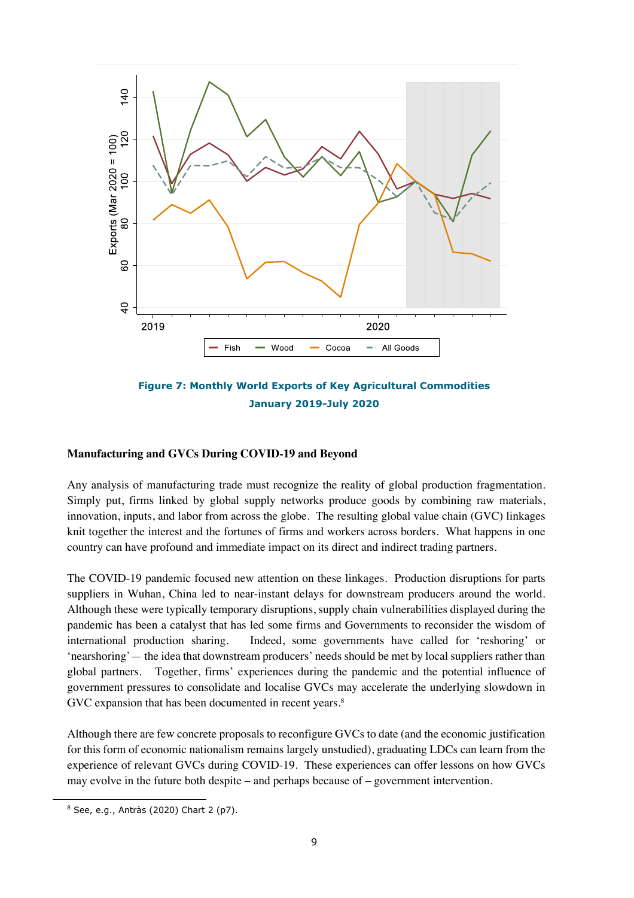**Figure 7: Monthly World Exports of Key Agricultural Commodities January 2019-July 2020**

**Manufacturing and GVCs During COVID-19 and Beyond**

Any analysis of manufacturing trade must recognize the reality of global production fragmentation. Simply put, firms linked by global supply networks produce goods by combining raw materials, innovation, inputs, and labor from across the globe. The resulting global value chain (GVC) linkages knit together the interest and the fortunes of firms and workers across borders. What happens in one country can have profound and immediate impact on its direct and indirect trading partners.

The COVID-19 pandemic focused new attention on these linkages. Production disruptions for parts suppliers in Wuhan, China led to near-instant delays for downstream producers around the world. Although these were typically temporary disruptions, supply chain vulnerabilities displayed during the pandemic has been a catalyst that has led some firms and Governments to reconsider the wisdom of international production sharing. Indeed, some governments have called for 'reshoring' or 'nearshoring'— the idea that downstream producers' needs should be met by local suppliers rather than global partners. Together, firms' experiences during the pandemic and the potential influence of government pressures to consolidate and localise GVCs may accelerate the underlying slowdown in GVC expansion that has been documented in recent years.[8]

Although there are few concrete proposals to reconfigure GVCs to date (and the economic justification for this form of economic nationalism remains largely unstudied), graduating LDCs can learn from the experience of relevant GVCs during COVID-19. These experiences can offer lessons on how GVCs may evolve in the future both despite – and perhaps because of – government intervention.

[8] See, e.g., Antràs (2020) Chart 2 (p7).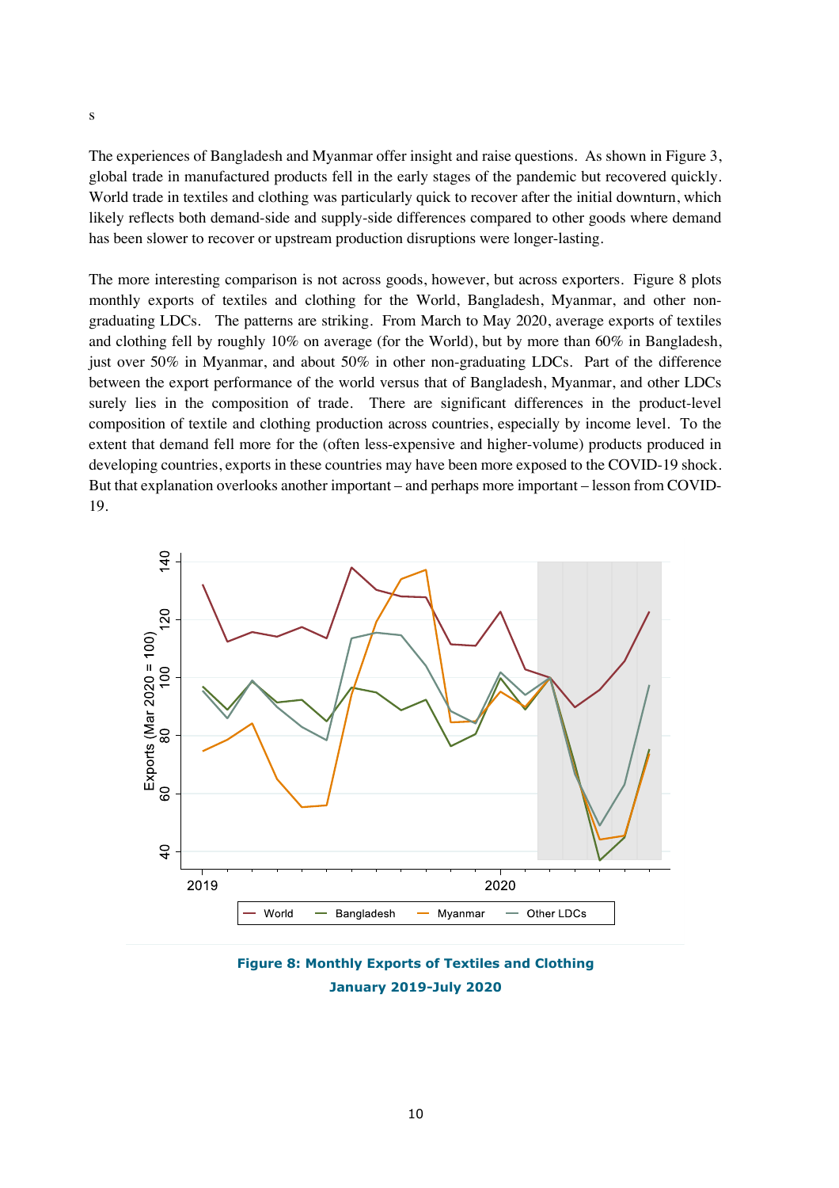s

The experiences of Bangladesh and Myanmar offer insight and raise questions. As shown in Figure 3, global trade in manufactured products fell in the early stages of the pandemic but recovered quickly. World trade in textiles and clothing was particularly quick to recover after the initial downturn, which likely reflects both demand-side and supply-side differences compared to other goods where demand has been slower to recover or upstream production disruptions were longer-lasting.

The more interesting comparison is not across goods, however, but across exporters. Figure 8 plots monthly exports of textiles and clothing for the World, Bangladesh, Myanmar, and other non-graduating LDCs. The patterns are striking. From March to May 2020, average exports of textiles and clothing fell by roughly 10% on average (for the World), but by more than 60% in Bangladesh, just over 50% in Myanmar, and about 50% in other non-graduating LDCs. Part of the difference between the export performance of the world versus that of Bangladesh, Myanmar, and other LDCs surely lies in the composition of trade. There are significant differences in the product-level composition of textile and clothing production across countries, especially by income level. To the extent that demand fell more for the (often less-expensive and higher-volume) products produced in developing countries, exports in these countries may have been more exposed to the COVID-19 shock. But that explanation overlooks another important – and perhaps more important – lesson from COVID-19.

**Figure 8: Monthly Exports of Textiles and Clothing**
**January 2019-July 2020**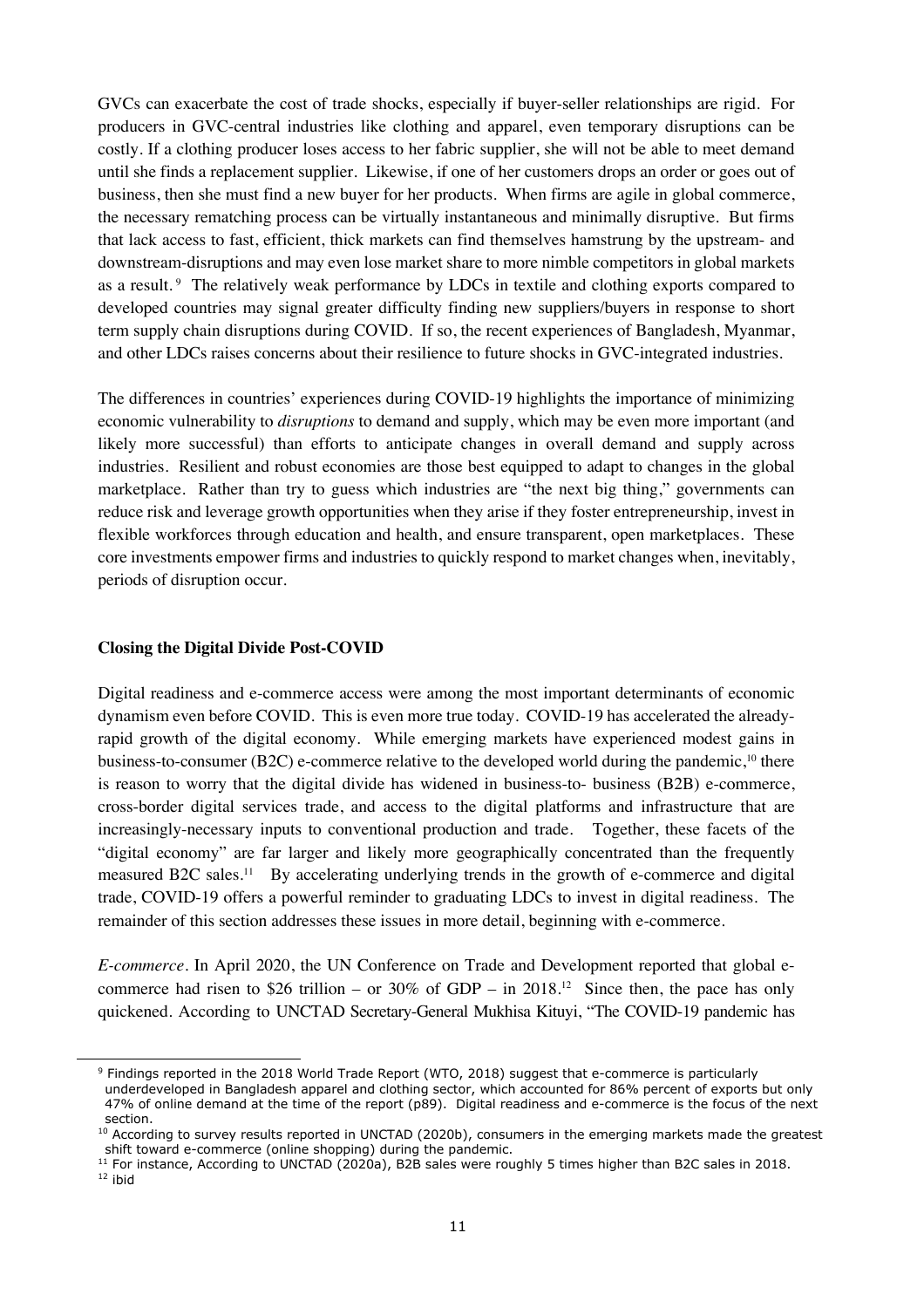GVCs can exacerbate the cost of trade shocks, especially if buyer-seller relationships are rigid. For producers in GVC-central industries like clothing and apparel, even temporary disruptions can be costly. If a clothing producer loses access to her fabric supplier, she will not be able to meet demand until she finds a replacement supplier. Likewise, if one of her customers drops an order or goes out of business, then she must find a new buyer for her products. When firms are agile in global commerce, the necessary rematching process can be virtually instantaneous and minimally disruptive. But firms that lack access to fast, efficient, thick markets can find themselves hamstrung by the upstream- and downstream-disruptions and may even lose market share to more nimble competitors in global markets as a result.[9] The relatively weak performance by LDCs in textile and clothing exports compared to developed countries may signal greater difficulty finding new suppliers/buyers in response to short term supply chain disruptions during COVID. If so, the recent experiences of Bangladesh, Myanmar, and other LDCs raises concerns about their resilience to future shocks in GVC-integrated industries.

The differences in countries' experiences during COVID-19 highlights the importance of minimizing economic vulnerability to *disruptions* to demand and supply, which may be even more important (and likely more successful) than efforts to anticipate changes in overall demand and supply across industries. Resilient and robust economies are those best equipped to adapt to changes in the global marketplace. Rather than try to guess which industries are "the next big thing," governments can reduce risk and leverage growth opportunities when they arise if they foster entrepreneurship, invest in flexible workforces through education and health, and ensure transparent, open marketplaces. These core investments empower firms and industries to quickly respond to market changes when, inevitably, periods of disruption occur.

**Closing the Digital Divide Post-COVID**

Digital readiness and e-commerce access were among the most important determinants of economic dynamism even before COVID. This is even more true today. COVID-19 has accelerated the already-rapid growth of the digital economy. While emerging markets have experienced modest gains in business-to-consumer (B2C) e-commerce relative to the developed world during the pandemic,[10] there is reason to worry that the digital divide has widened in business-to- business (B2B) e-commerce, cross-border digital services trade, and access to the digital platforms and infrastructure that are increasingly-necessary inputs to conventional production and trade. Together, these facets of the "digital economy" are far larger and likely more geographically concentrated than the frequently measured B2C sales.[11] By accelerating underlying trends in the growth of e-commerce and digital trade, COVID-19 offers a powerful reminder to graduating LDCs to invest in digital readiness. The remainder of this section addresses these issues in more detail, beginning with e-commerce.

*E-commerce*. In April 2020, the UN Conference on Trade and Development reported that global e-commerce had risen to \$26 trillion – or 30% of GDP – in 2018.[12] Since then, the pace has only quickened. According to UNCTAD Secretary-General Mukhisa Kituyi, "The COVID-19 pandemic has

---

[9] Findings reported in the 2018 World Trade Report (WTO, 2018) suggest that e-commerce is particularly underdeveloped in Bangladesh apparel and clothing sector, which accounted for 86% percent of exports but only 47% of online demand at the time of the report (p89). Digital readiness and e-commerce is the focus of the next section.

[10] According to survey results reported in UNCTAD (2020b), consumers in the emerging markets made the greatest shift toward e-commerce (online shopping) during the pandemic.

[11] For instance, According to UNCTAD (2020a), B2B sales were roughly 5 times higher than B2C sales in 2018.

[12] ibid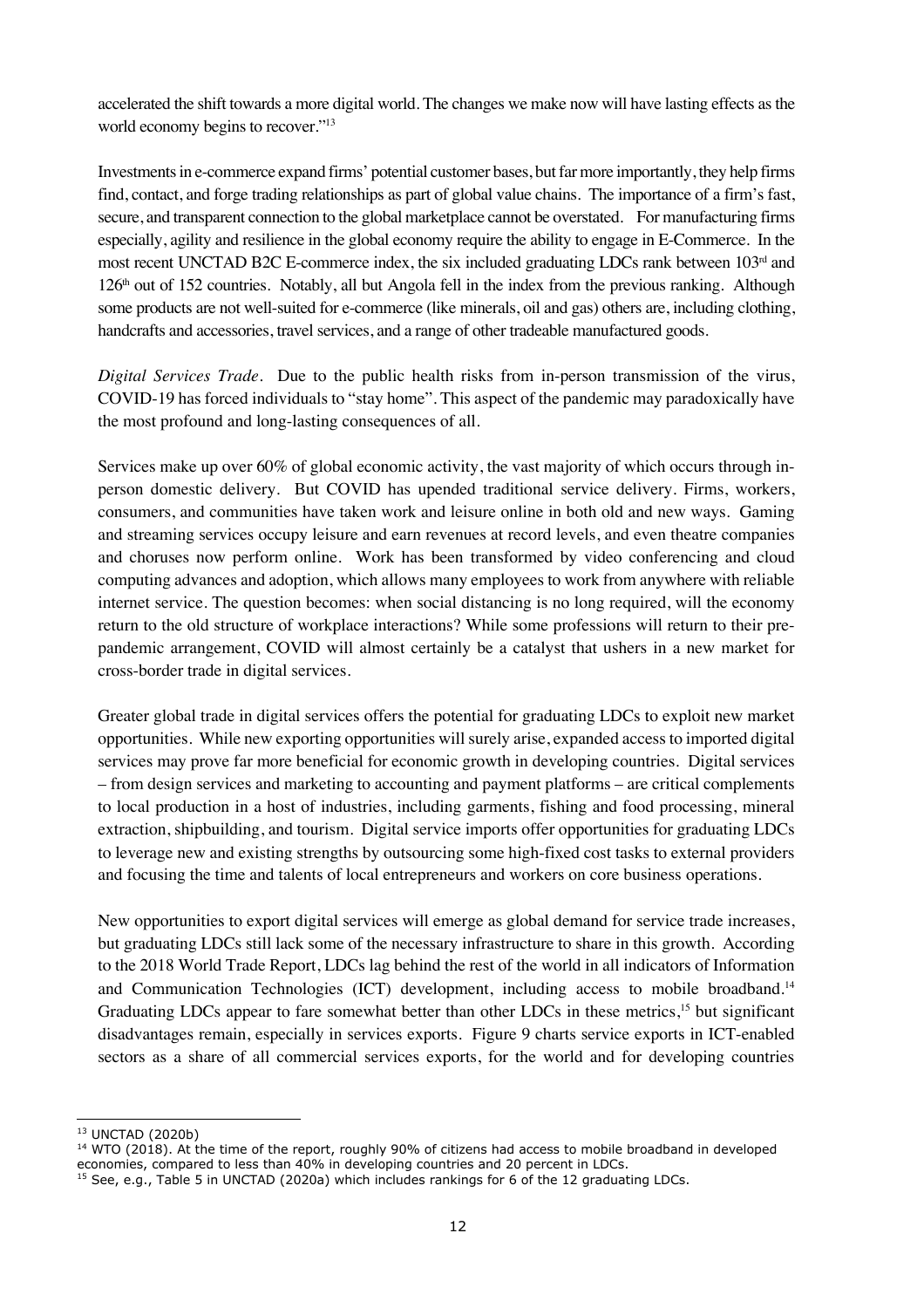accelerated the shift towards a more digital world. The changes we make now will have lasting effects as the world economy begins to recover."[13]

Investments in e-commerce expand firms' potential customer bases, but far more importantly, they help firms find, contact, and forge trading relationships as part of global value chains. The importance of a firm's fast, secure, and transparent connection to the global marketplace cannot be overstated. For manufacturing firms especially, agility and resilience in the global economy require the ability to engage in E-Commerce. In the most recent UNCTAD B2C E-commerce index, the six included graduating LDCs rank between 103rd and 126th out of 152 countries. Notably, all but Angola fell in the index from the previous ranking. Although some products are not well-suited for e-commerce (like minerals, oil and gas) others are, including clothing, handcrafts and accessories, travel services, and a range of other tradeable manufactured goods.

*Digital Services Trade*. Due to the public health risks from in-person transmission of the virus, COVID-19 has forced individuals to "stay home". This aspect of the pandemic may paradoxically have the most profound and long-lasting consequences of all.

Services make up over 60% of global economic activity, the vast majority of which occurs through in-person domestic delivery. But COVID has upended traditional service delivery. Firms, workers, consumers, and communities have taken work and leisure online in both old and new ways. Gaming and streaming services occupy leisure and earn revenues at record levels, and even theatre companies and choruses now perform online. Work has been transformed by video conferencing and cloud computing advances and adoption, which allows many employees to work from anywhere with reliable internet service. The question becomes: when social distancing is no long required, will the economy return to the old structure of workplace interactions? While some professions will return to their pre-pandemic arrangement, COVID will almost certainly be a catalyst that ushers in a new market for cross-border trade in digital services.

Greater global trade in digital services offers the potential for graduating LDCs to exploit new market opportunities. While new exporting opportunities will surely arise, expanded access to imported digital services may prove far more beneficial for economic growth in developing countries. Digital services – from design services and marketing to accounting and payment platforms – are critical complements to local production in a host of industries, including garments, fishing and food processing, mineral extraction, shipbuilding, and tourism. Digital service imports offer opportunities for graduating LDCs to leverage new and existing strengths by outsourcing some high-fixed cost tasks to external providers and focusing the time and talents of local entrepreneurs and workers on core business operations.

New opportunities to export digital services will emerge as global demand for service trade increases, but graduating LDCs still lack some of the necessary infrastructure to share in this growth. According to the 2018 World Trade Report, LDCs lag behind the rest of the world in all indicators of Information and Communication Technologies (ICT) development, including access to mobile broadband.[14] Graduating LDCs appear to fare somewhat better than other LDCs in these metrics,[15] but significant disadvantages remain, especially in services exports. Figure 9 charts service exports in ICT-enabled sectors as a share of all commercial services exports, for the world and for developing countries

---

[13] UNCTAD (2020b)

[14] WTO (2018). At the time of the report, roughly 90% of citizens had access to mobile broadband in developed economies, compared to less than 40% in developing countries and 20 percent in LDCs.

[15] See, e.g., Table 5 in UNCTAD (2020a) which includes rankings for 6 of the 12 graduating LDCs.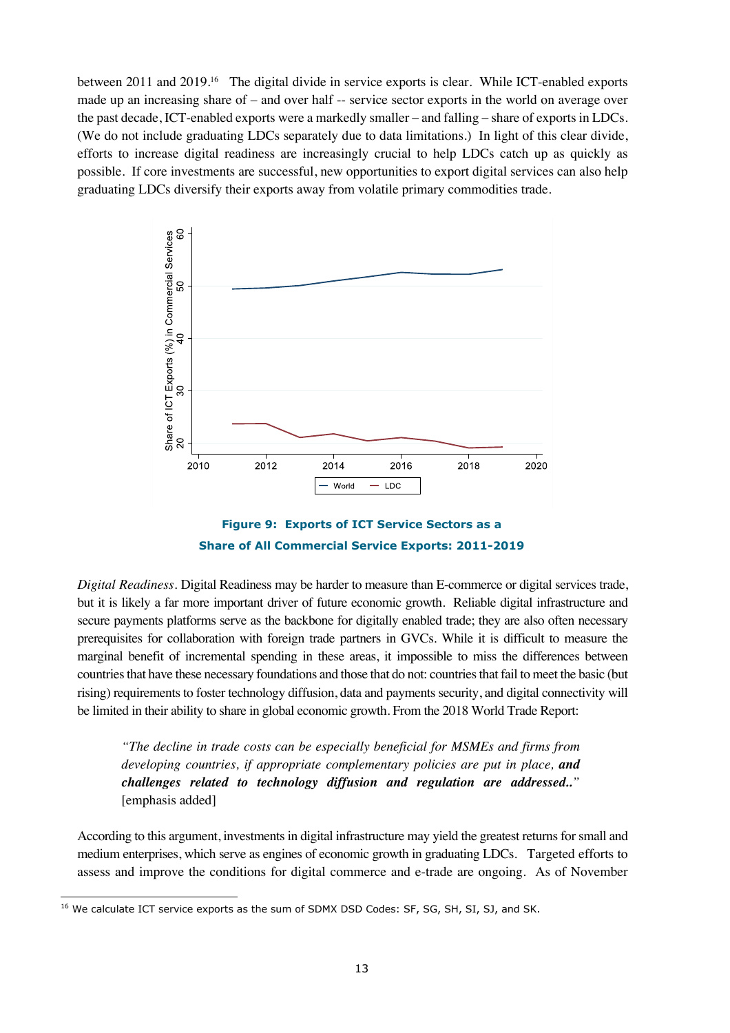between 2011 and 2019.[16] The digital divide in service exports is clear. While ICT-enabled exports made up an increasing share of – and over half -- service sector exports in the world on average over the past decade, ICT-enabled exports were a markedly smaller – and falling – share of exports in LDCs. (We do not include graduating LDCs separately due to data limitations.) In light of this clear divide, efforts to increase digital readiness are increasingly crucial to help LDCs catch up as quickly as possible. If core investments are successful, new opportunities to export digital services can also help graduating LDCs diversify their exports away from volatile primary commodities trade.

**Figure 9: Exports of ICT Service Sectors as a Share of All Commercial Service Exports: 2011-2019**

*Digital Readiness*. Digital Readiness may be harder to measure than E-commerce or digital services trade, but it is likely a far more important driver of future economic growth. Reliable digital infrastructure and secure payments platforms serve as the backbone for digitally enabled trade; they are also often necessary prerequisites for collaboration with foreign trade partners in GVCs. While it is difficult to measure the marginal benefit of incremental spending in these areas, it impossible to miss the differences between countries that have these necessary foundations and those that do not: countries that fail to meet the basic (but rising) requirements to foster technology diffusion, data and payments security, and digital connectivity will be limited in their ability to share in global economic growth. From the 2018 World Trade Report:

> *"The decline in trade costs can be especially beneficial for MSMEs and firms from developing countries, if appropriate complementary policies are put in place,* ***and challenges related to technology diffusion and regulation are addressed..****"* [emphasis added]

According to this argument, investments in digital infrastructure may yield the greatest returns for small and medium enterprises, which serve as engines of economic growth in graduating LDCs. Targeted efforts to assess and improve the conditions for digital commerce and e-trade are ongoing. As of November

[16] We calculate ICT service exports as the sum of SDMX DSD Codes: SF, SG, SH, SI, SJ, and SK.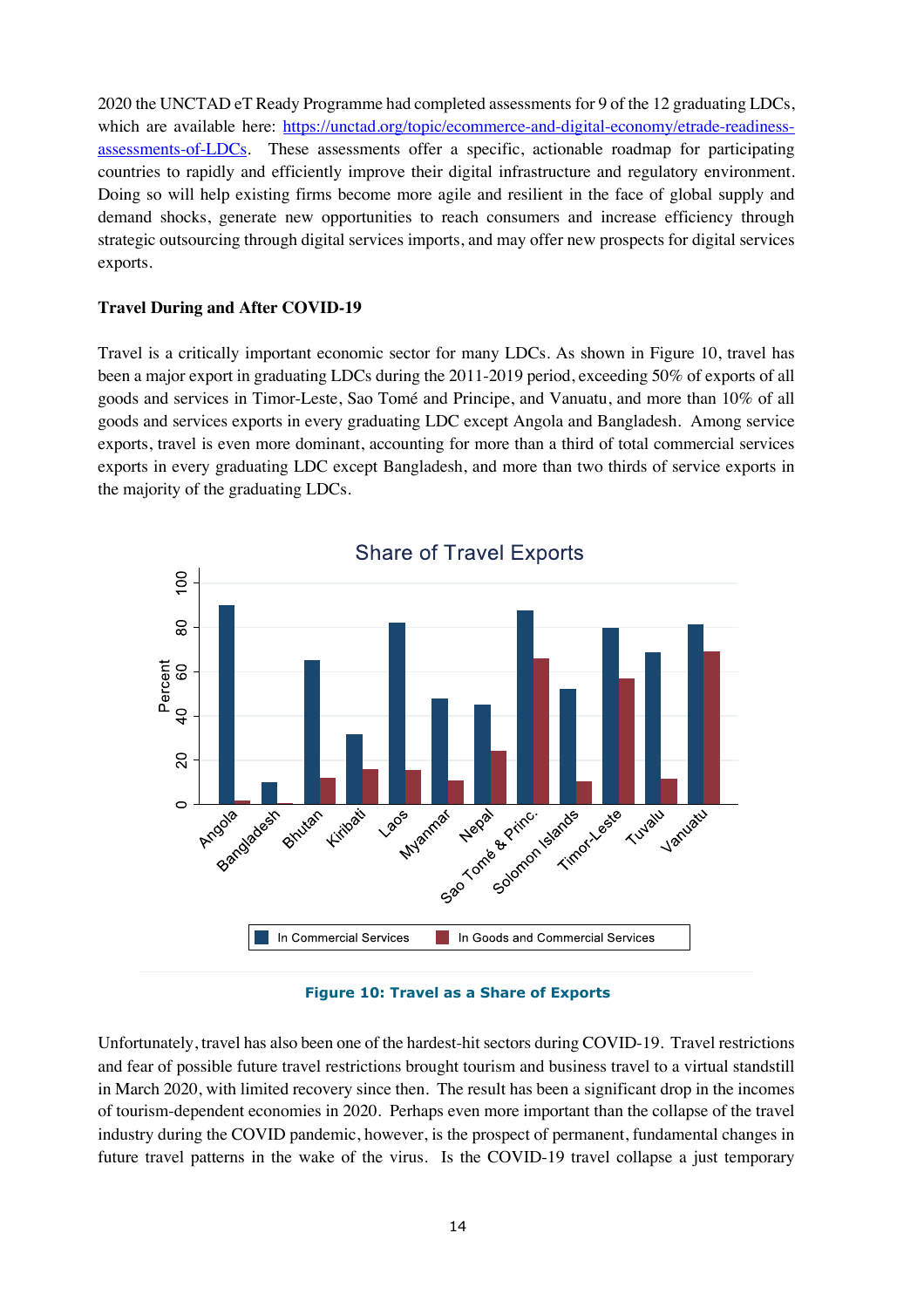2020 the UNCTAD eT Ready Programme had completed assessments for 9 of the 12 graduating LDCs, which are available here: [https://unctad.org/topic/ecommerce-and-digital-economy/etrade-readiness-assessments-of-LDCs](https://unctad.org/topic/ecommerce-and-digital-economy/etrade-readiness-assessments-of-LDCs). These assessments offer a specific, actionable roadmap for participating countries to rapidly and efficiently improve their digital infrastructure and regulatory environment. Doing so will help existing firms become more agile and resilient in the face of global supply and demand shocks, generate new opportunities to reach consumers and increase efficiency through strategic outsourcing through digital services imports, and may offer new prospects for digital services exports.

**Travel During and After COVID-19**

Travel is a critically important economic sector for many LDCs. As shown in Figure 10, travel has been a major export in graduating LDCs during the 2011-2019 period, exceeding 50% of exports of all goods and services in Timor-Leste, Sao Tomé and Principe, and Vanuatu, and more than 10% of all goods and services exports in every graduating LDC except Angola and Bangladesh. Among service exports, travel is even more dominant, accounting for more than a third of total commercial services exports in every graduating LDC except Bangladesh, and more than two thirds of service exports in the majority of the graduating LDCs.

**Figure 10: Travel as a Share of Exports**

Unfortunately, travel has also been one of the hardest-hit sectors during COVID-19. Travel restrictions and fear of possible future travel restrictions brought tourism and business travel to a virtual standstill in March 2020, with limited recovery since then. The result has been a significant drop in the incomes of tourism-dependent economies in 2020. Perhaps even more important than the collapse of the travel industry during the COVID pandemic, however, is the prospect of permanent, fundamental changes in future travel patterns in the wake of the virus. Is the COVID-19 travel collapse a just temporary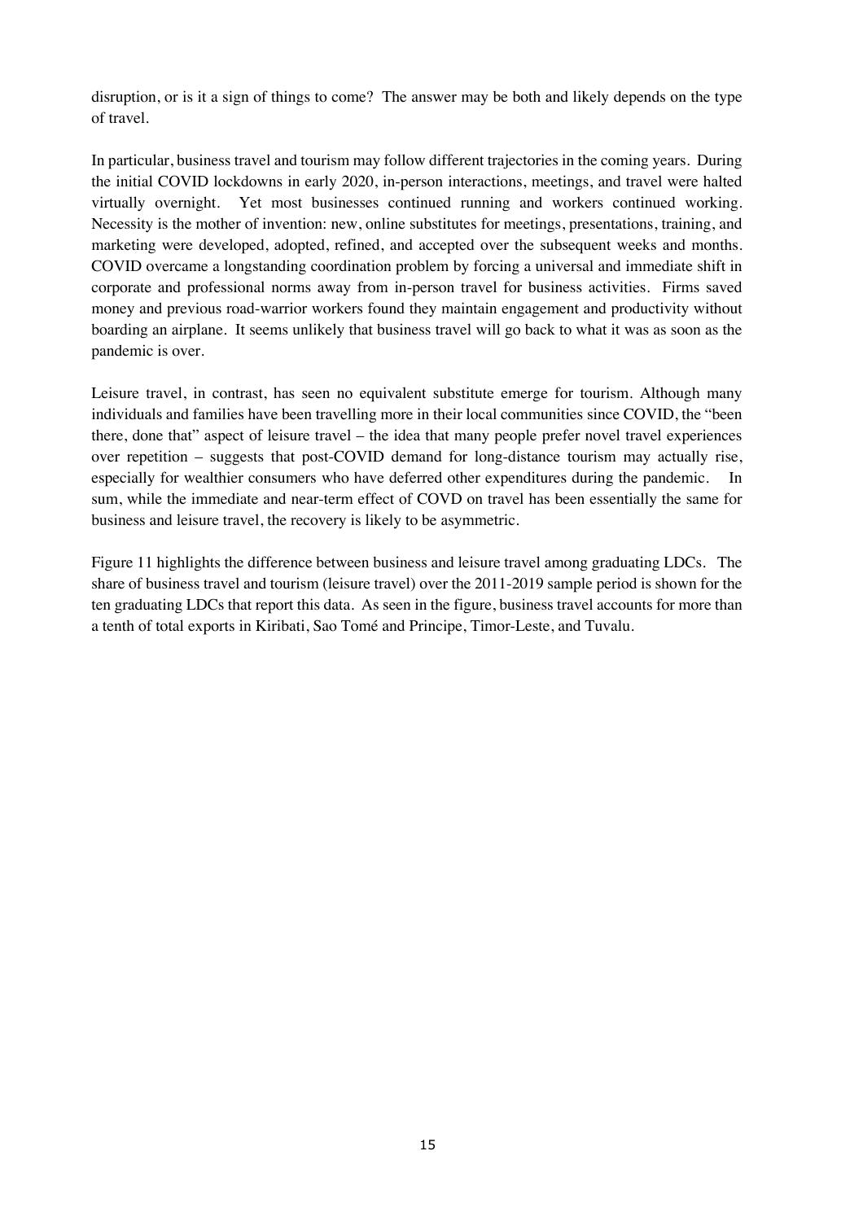disruption, or is it a sign of things to come? The answer may be both and likely depends on the type of travel.

In particular, business travel and tourism may follow different trajectories in the coming years. During the initial COVID lockdowns in early 2020, in-person interactions, meetings, and travel were halted virtually overnight. Yet most businesses continued running and workers continued working. Necessity is the mother of invention: new, online substitutes for meetings, presentations, training, and marketing were developed, adopted, refined, and accepted over the subsequent weeks and months. COVID overcame a longstanding coordination problem by forcing a universal and immediate shift in corporate and professional norms away from in-person travel for business activities. Firms saved money and previous road-warrior workers found they maintain engagement and productivity without boarding an airplane. It seems unlikely that business travel will go back to what it was as soon as the pandemic is over.

Leisure travel, in contrast, has seen no equivalent substitute emerge for tourism. Although many individuals and families have been travelling more in their local communities since COVID, the "been there, done that" aspect of leisure travel – the idea that many people prefer novel travel experiences over repetition – suggests that post-COVID demand for long-distance tourism may actually rise, especially for wealthier consumers who have deferred other expenditures during the pandemic. In sum, while the immediate and near-term effect of COVD on travel has been essentially the same for business and leisure travel, the recovery is likely to be asymmetric.

Figure 11 highlights the difference between business and leisure travel among graduating LDCs. The share of business travel and tourism (leisure travel) over the 2011-2019 sample period is shown for the ten graduating LDCs that report this data. As seen in the figure, business travel accounts for more than a tenth of total exports in Kiribati, Sao Tomé and Principe, Timor-Leste, and Tuvalu.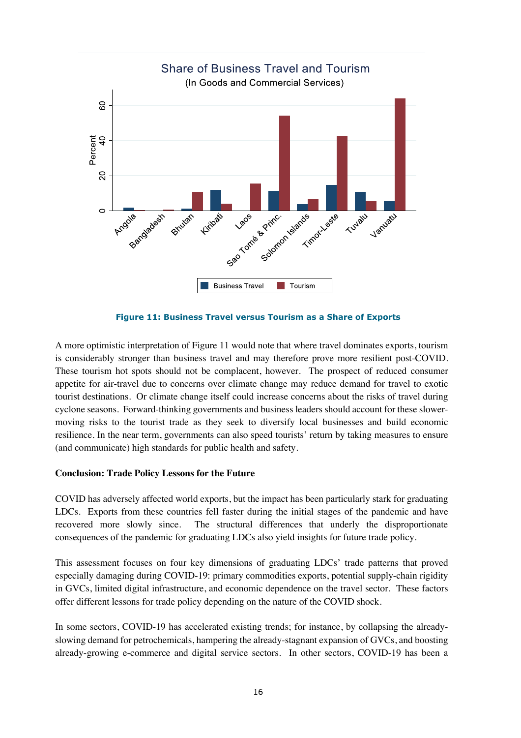Figure 11: Business Travel versus Tourism as a Share of Exports

A more optimistic interpretation of Figure 11 would note that where travel dominates exports, tourism is considerably stronger than business travel and may therefore prove more resilient post-COVID. These tourism hot spots should not be complacent, however. The prospect of reduced consumer appetite for air-travel due to concerns over climate change may reduce demand for travel to exotic tourist destinations. Or climate change itself could increase concerns about the risks of travel during cyclone seasons. Forward-thinking governments and business leaders should account for these slower-moving risks to the tourist trade as they seek to diversify local businesses and build economic resilience. In the near term, governments can also speed tourists' return by taking measures to ensure (and communicate) high standards for public health and safety.

**Conclusion: Trade Policy Lessons for the Future**

COVID has adversely affected world exports, but the impact has been particularly stark for graduating LDCs. Exports from these countries fell faster during the initial stages of the pandemic and have recovered more slowly since. The structural differences that underly the disproportionate consequences of the pandemic for graduating LDCs also yield insights for future trade policy.

This assessment focuses on four key dimensions of graduating LDCs' trade patterns that proved especially damaging during COVID-19: primary commodities exports, potential supply-chain rigidity in GVCs, limited digital infrastructure, and economic dependence on the travel sector. These factors offer different lessons for trade policy depending on the nature of the COVID shock.

In some sectors, COVID-19 has accelerated existing trends; for instance, by collapsing the already-slowing demand for petrochemicals, hampering the already-stagnant expansion of GVCs, and boosting already-growing e-commerce and digital service sectors. In other sectors, COVID-19 has been a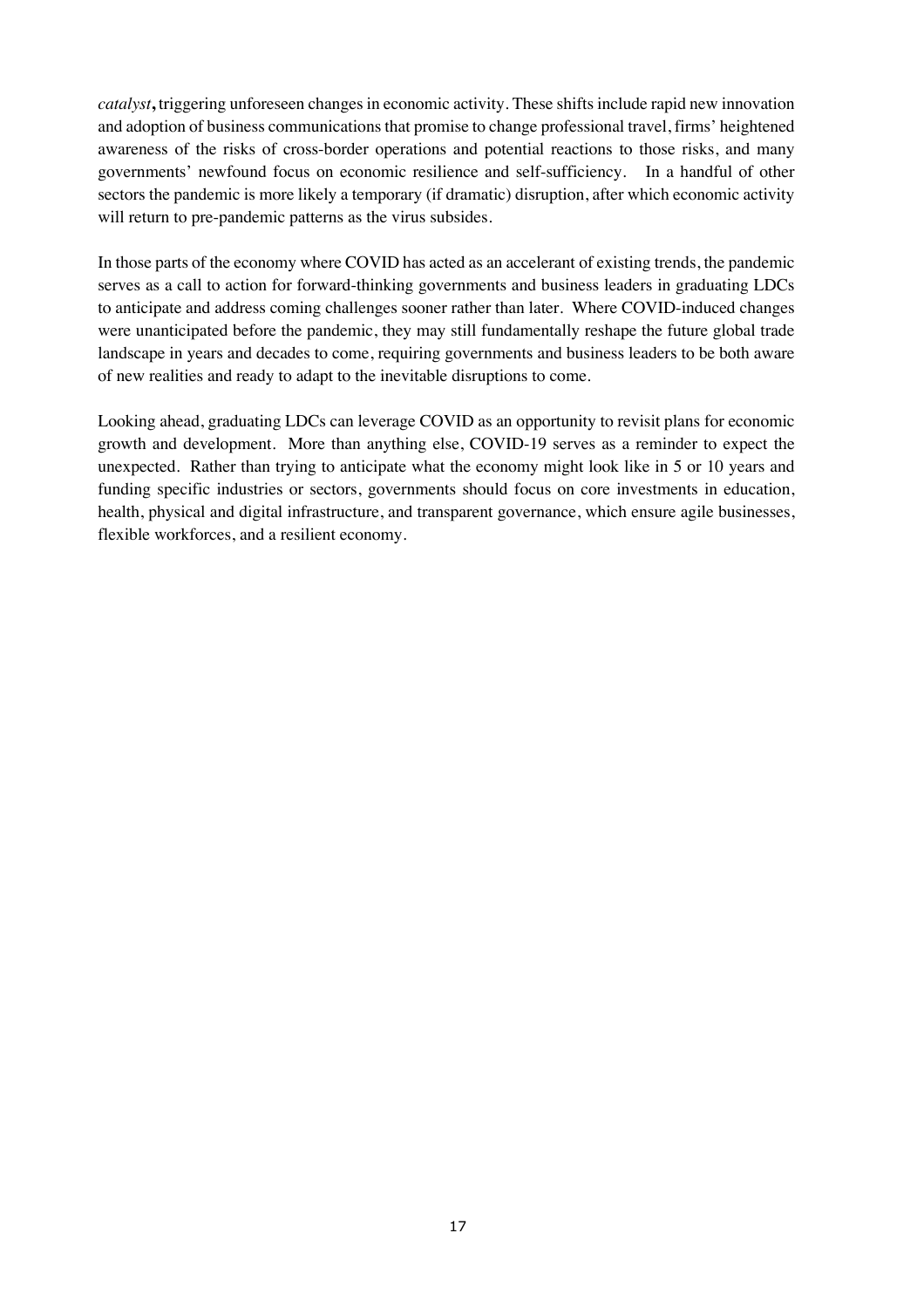*catalyst***,** triggering unforeseen changes in economic activity. These shifts include rapid new innovation and adoption of business communications that promise to change professional travel, firms' heightened awareness of the risks of cross-border operations and potential reactions to those risks, and many governments' newfound focus on economic resilience and self-sufficiency. In a handful of other sectors the pandemic is more likely a temporary (if dramatic) disruption, after which economic activity will return to pre-pandemic patterns as the virus subsides.

In those parts of the economy where COVID has acted as an accelerant of existing trends, the pandemic serves as a call to action for forward-thinking governments and business leaders in graduating LDCs to anticipate and address coming challenges sooner rather than later. Where COVID-induced changes were unanticipated before the pandemic, they may still fundamentally reshape the future global trade landscape in years and decades to come, requiring governments and business leaders to be both aware of new realities and ready to adapt to the inevitable disruptions to come.

Looking ahead, graduating LDCs can leverage COVID as an opportunity to revisit plans for economic growth and development. More than anything else, COVID-19 serves as a reminder to expect the unexpected. Rather than trying to anticipate what the economy might look like in 5 or 10 years and funding specific industries or sectors, governments should focus on core investments in education, health, physical and digital infrastructure, and transparent governance, which ensure agile businesses, flexible workforces, and a resilient economy.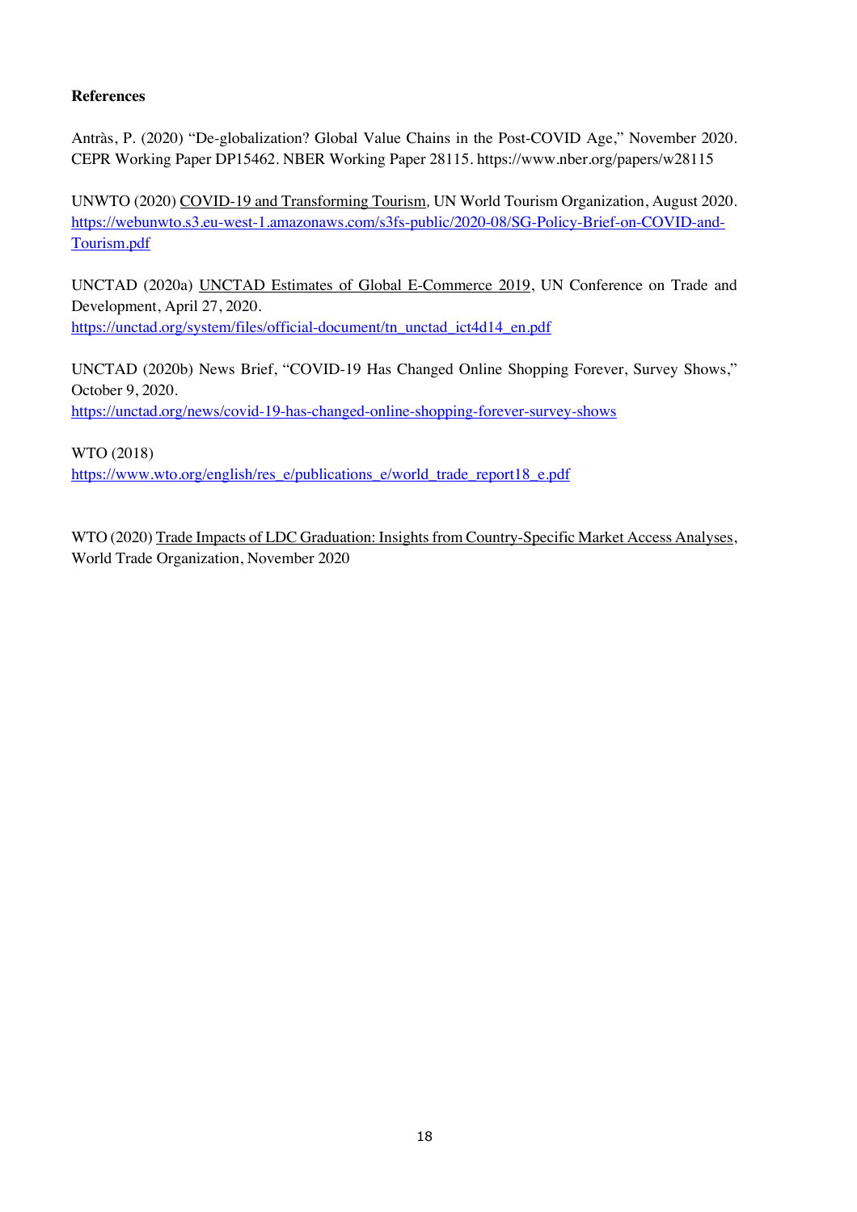**References**

Antràs, P. (2020) "De-globalization? Global Value Chains in the Post-COVID Age," November 2020. CEPR Working Paper DP15462. NBER Working Paper 28115. https://www.nber.org/papers/w28115

UNWTO (2020) COVID-19 and Transforming Tourism, UN World Tourism Organization, August 2020. https://webunwto.s3.eu-west-1.amazonaws.com/s3fs-public/2020-08/SG-Policy-Brief-on-COVID-and-Tourism.pdf

UNCTAD (2020a) UNCTAD Estimates of Global E-Commerce 2019, UN Conference on Trade and Development, April 27, 2020. https://unctad.org/system/files/official-document/tn_unctad_ict4d14_en.pdf

UNCTAD (2020b) News Brief, "COVID-19 Has Changed Online Shopping Forever, Survey Shows," October 9, 2020. https://unctad.org/news/covid-19-has-changed-online-shopping-forever-survey-shows

WTO (2018) https://www.wto.org/english/res_e/publications_e/world_trade_report18_e.pdf

WTO (2020) Trade Impacts of LDC Graduation: Insights from Country-Specific Market Access Analyses, World Trade Organization, November 2020